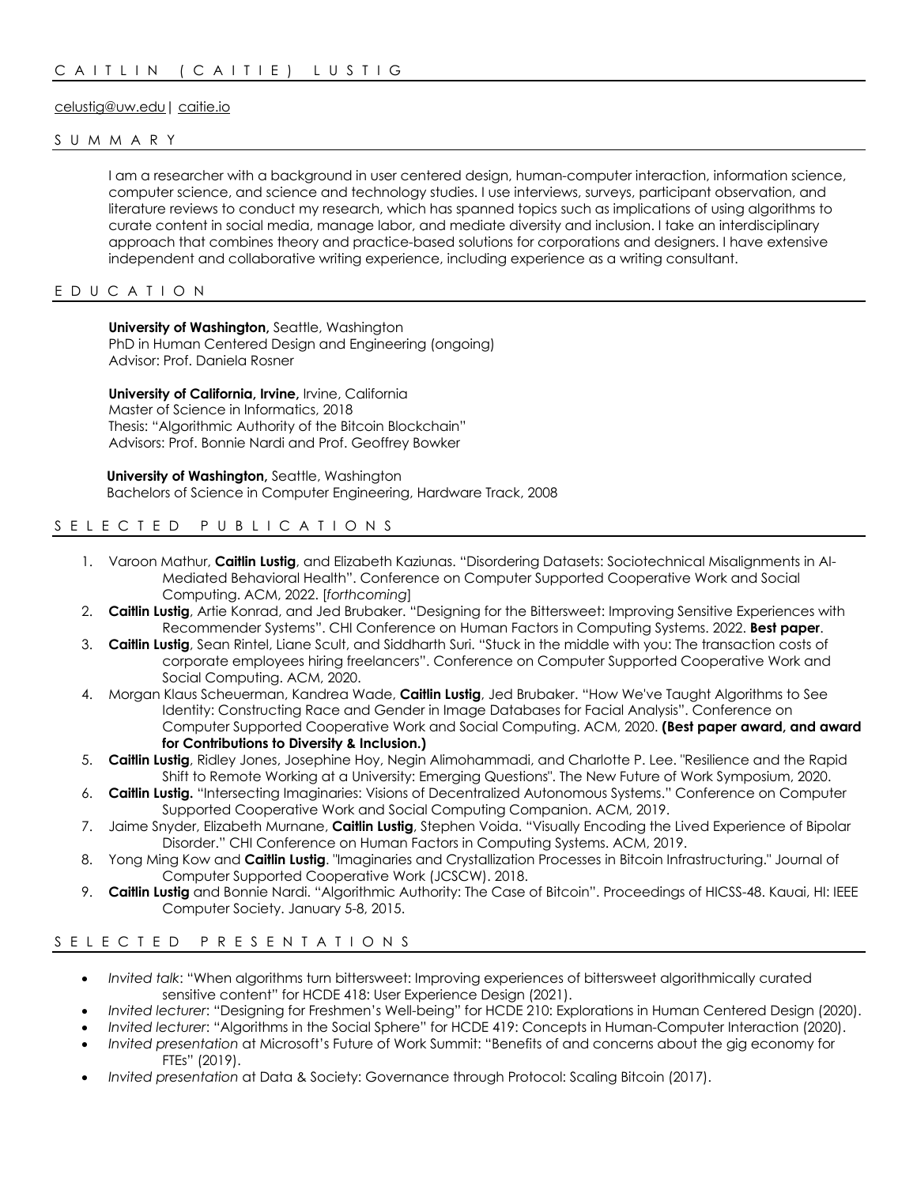# CAITLIN (CAITIE) LUSTIG

celustig@uw.edu | caitie.io

## SUMMARY

I am a researcher with a background in user centered design, human-computer interaction, information science, computer science, and science and technology studies. I use interviews, surveys, participant observation, and literature reviews to conduct my research, which has spanned topics such as implications of using algorithms to curate content in social media, manage labor, and mediate diversity and inclusion. I take an interdisciplinary approach that combines theory and practice-based solutions for corporations and designers. I have extensive independent and collaborative writing experience, including experience as a writing consultant.

## EDUCATION

**University of Washington,** Seattle, Washington
PhD in Human Centered Design and Engineering (ongoing)
Advisor: Prof. Daniela Rosner

**University of California, Irvine,** Irvine, California
Master of Science in Informatics, 2018
Thesis: "Algorithmic Authority of the Bitcoin Blockchain"
Advisors: Prof. Bonnie Nardi and Prof. Geoffrey Bowker

**University of Washington,** Seattle, Washington
Bachelors of Science in Computer Engineering, Hardware Track, 2008

## SELECTED PUBLICATIONS

1. Varoon Mathur, **Caitlin Lustig**, and Elizabeth Kaziunas. "Disordering Datasets: Sociotechnical Misalignments in AI-Mediated Behavioral Health". Conference on Computer Supported Cooperative Work and Social Computing. ACM, 2022. [*forthcoming*]
2. **Caitlin Lustig**, Artie Konrad, and Jed Brubaker. "Designing for the Bittersweet: Improving Sensitive Experiences with Recommender Systems". CHI Conference on Human Factors in Computing Systems. 2022. **Best paper**.
3. **Caitlin Lustig**, Sean Rintel, Liane Scult, and Siddharth Suri. "Stuck in the middle with you: The transaction costs of corporate employees hiring freelancers". Conference on Computer Supported Cooperative Work and Social Computing. ACM, 2020.
4. Morgan Klaus Scheuerman, Kandrea Wade, **Caitlin Lustig**, Jed Brubaker. "How We've Taught Algorithms to See Identity: Constructing Race and Gender in Image Databases for Facial Analysis". Conference on Computer Supported Cooperative Work and Social Computing. ACM, 2020. **(Best paper award, and award for Contributions to Diversity & Inclusion.)**
5. **Caitlin Lustig**, Ridley Jones, Josephine Hoy, Negin Alimohammadi, and Charlotte P. Lee. "Resilience and the Rapid Shift to Remote Working at a University: Emerging Questions". The New Future of Work Symposium, 2020.
6. **Caitlin Lustig.** "Intersecting Imaginaries: Visions of Decentralized Autonomous Systems." Conference on Computer Supported Cooperative Work and Social Computing Companion. ACM, 2019.
7. Jaime Snyder, Elizabeth Murnane, **Caitlin Lustig**, Stephen Voida. "Visually Encoding the Lived Experience of Bipolar Disorder." CHI Conference on Human Factors in Computing Systems. ACM, 2019.
8. Yong Ming Kow and **Caitlin Lustig**. "Imaginaries and Crystallization Processes in Bitcoin Infrastructuring." Journal of Computer Supported Cooperative Work (JCSCW). 2018.
9. **Caitlin Lustig** and Bonnie Nardi. "Algorithmic Authority: The Case of Bitcoin". Proceedings of HICSS-48. Kauai, HI: IEEE Computer Society. January 5-8, 2015.

## SELECTED PRESENTATIONS

- *Invited talk*: "When algorithms turn bittersweet: Improving experiences of bittersweet algorithmically curated sensitive content" for HCDE 418: User Experience Design (2021).
- *Invited lecturer*: "Designing for Freshmen's Well-being" for HCDE 210: Explorations in Human Centered Design (2020).
- *Invited lecturer*: "Algorithms in the Social Sphere" for HCDE 419: Concepts in Human-Computer Interaction (2020).
- *Invited presentation* at Microsoft's Future of Work Summit: "Benefits of and concerns about the gig economy for FTEs" (2019).
- *Invited presentation* at Data & Society: Governance through Protocol: Scaling Bitcoin (2017).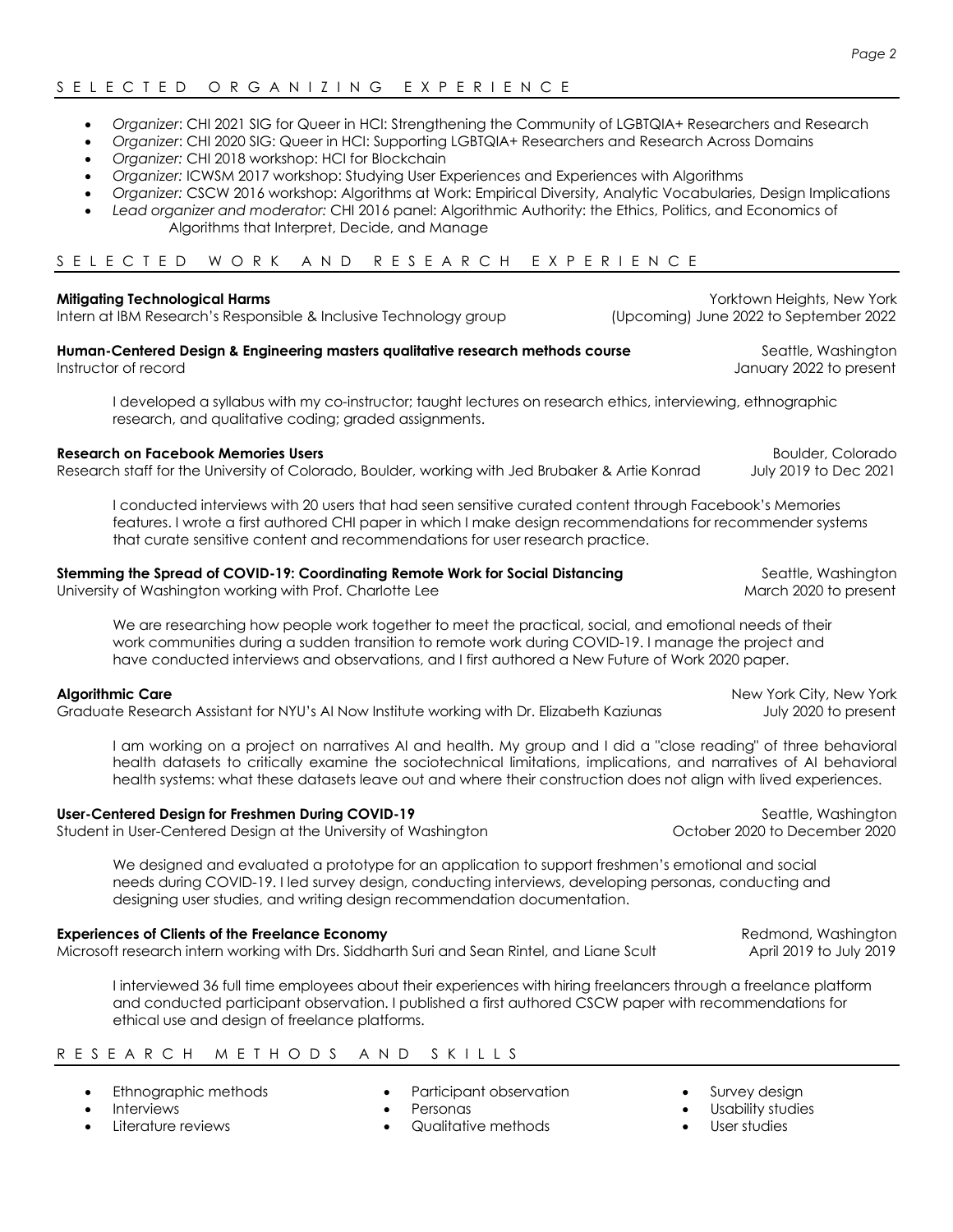## SELECTED ORGANIZING EXPERIENCE

- *Organizer*: CHI 2021 SIG for Queer in HCI: Strengthening the Community of LGBTQIA+ Researchers and Research
- *Organizer*: CHI 2020 SIG: Queer in HCI: Supporting LGBTQIA+ Researchers and Research Across Domains
- *Organizer:* CHI 2018 workshop: HCI for Blockchain
- *Organizer:* ICWSM 2017 workshop: Studying User Experiences and Experiences with Algorithms
- *Organizer:* CSCW 2016 workshop: Algorithms at Work: Empirical Diversity, Analytic Vocabularies, Design Implications
- *Lead organizer and moderator:* CHI 2016 panel: Algorithmic Authority: the Ethics, Politics, and Economics of Algorithms that Interpret, Decide, and Manage

## SELECTED WORK AND RESEARCH EXPERIENCE

**Mitigating Technological Harms** — Yorktown Heights, New York
Intern at IBM Research's Responsible & Inclusive Technology group — (Upcoming) June 2022 to September 2022

**Human-Centered Design & Engineering masters qualitative research methods course** — Seattle, Washington
Instructor of record — January 2022 to present

I developed a syllabus with my co-instructor; taught lectures on research ethics, interviewing, ethnographic research, and qualitative coding; graded assignments.

**Research on Facebook Memories Users** — Boulder, Colorado
Research staff for the University of Colorado, Boulder, working with Jed Brubaker & Artie Konrad — July 2019 to Dec 2021

I conducted interviews with 20 users that had seen sensitive curated content through Facebook's Memories features. I wrote a first authored CHI paper in which I make design recommendations for recommender systems that curate sensitive content and recommendations for user research practice.

**Stemming the Spread of COVID-19: Coordinating Remote Work for Social Distancing** — Seattle, Washington
University of Washington working with Prof. Charlotte Lee — March 2020 to present

We are researching how people work together to meet the practical, social, and emotional needs of their work communities during a sudden transition to remote work during COVID-19. I manage the project and have conducted interviews and observations, and I first authored a New Future of Work 2020 paper.

**Algorithmic Care** — New York City, New York
Graduate Research Assistant for NYU's AI Now Institute working with Dr. Elizabeth Kaziunas — July 2020 to present

I am working on a project on narratives AI and health. My group and I did a "close reading" of three behavioral health datasets to critically examine the sociotechnical limitations, implications, and narratives of AI behavioral health systems: what these datasets leave out and where their construction does not align with lived experiences.

**User-Centered Design for Freshmen During COVID-19** — Seattle, Washington
Student in User-Centered Design at the University of Washington — October 2020 to December 2020

We designed and evaluated a prototype for an application to support freshmen's emotional and social needs during COVID-19. I led survey design, conducting interviews, developing personas, conducting and designing user studies, and writing design recommendation documentation.

**Experiences of Clients of the Freelance Economy** — Redmond, Washington
Microsoft research intern working with Drs. Siddharth Suri and Sean Rintel, and Liane Scult — April 2019 to July 2019

I interviewed 36 full time employees about their experiences with hiring freelancers through a freelance platform and conducted participant observation. I published a first authored CSCW paper with recommendations for ethical use and design of freelance platforms.

## RESEARCH METHODS AND SKILLS

- Ethnographic methods
- Interviews
- Literature reviews
- Participant observation
- Personas
- Qualitative methods
- Survey design
- Usability studies
- User studies